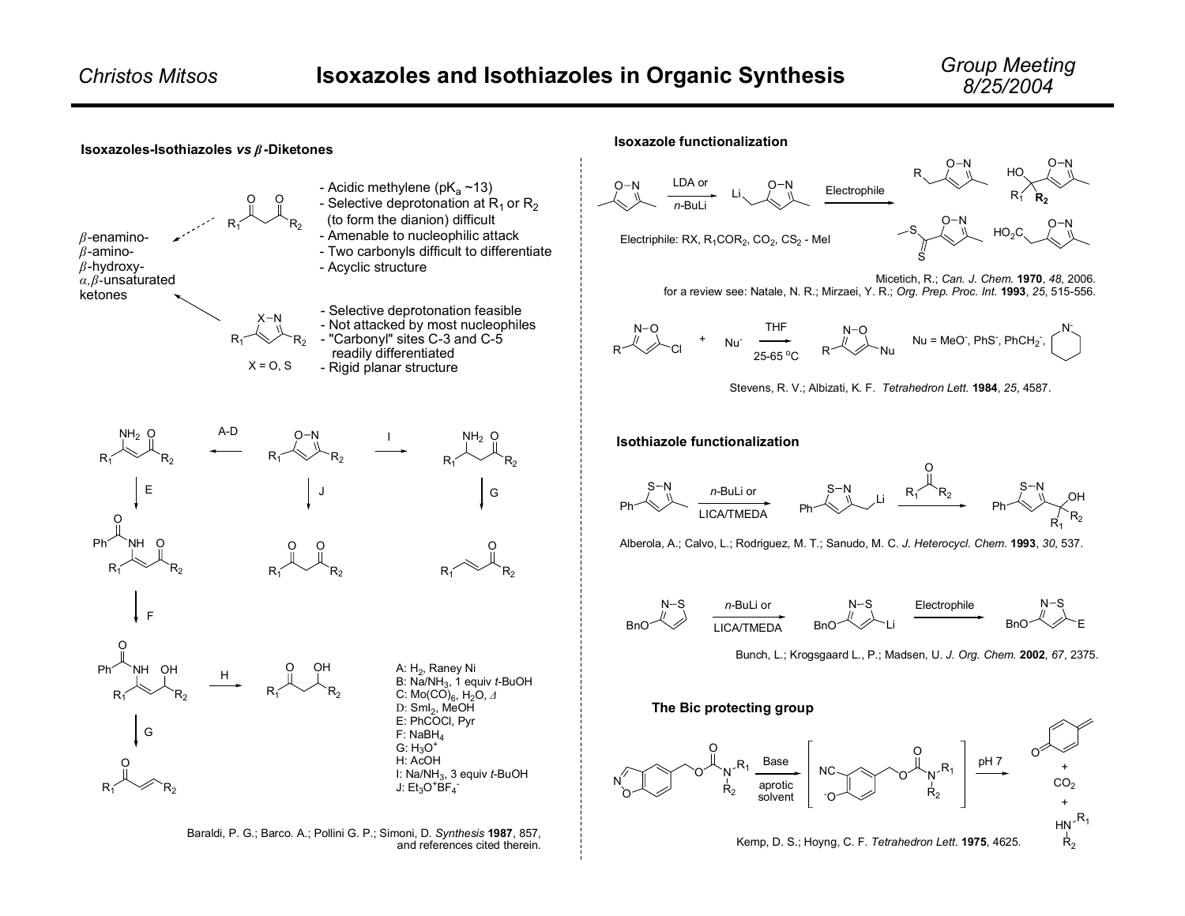# Isoxazoles and Isothiazoles in Organic Synthesis

Christos Mitsos — Group Meeting 8/25/2004

## Isoxazoles-Isothiazoles *vs* $\beta$-Diketones

$\beta$-enamino-
$\beta$-amino-
$\beta$-hydroxy-
$\alpha,\beta$-unsaturated
ketones

$\beta$-Diketones ($R_1COCH_2COR_2$):

- Acidic methylene ($pK_a$ ~13)
- Selective deprotonation at $R_1$ or $R_2$ (to form the dianion) difficult
- Amenable to nucleophilic attack
- Two carbonyls difficult to differentiate
- Acyclic structure

Isoxazoles/isothiazoles (X = O, S):

- Selective deprotonation feasible
- Not attacked by most nucleophiles
- "Carbonyl" sites C-3 and C-5 readily differentiated
- Rigid planar structure

A: $H_2$, Raney Ni
B: $Na/NH_3$, 1 equiv *t*-BuOH
C: $Mo(CO)_6$, $H_2O$, $\Delta$
D: $SmI_2$, MeOH
E: PhCOCl, Pyr
F: $NaBH_4$
G: $H_3O^+$
H: AcOH
I: $Na/NH_3$, 3 equiv *t*-BuOH
J: $Et_3O^+BF_4^-$

Baraldi, P. G.; Barco. A.; Pollini G. P.; Simoni, D. *Synthesis* **1987**, 857, and references cited therein.

## Isoxazole functionalization

LDA or *n*-BuLi; Electrophile

Electriphile: RX, $R_1COR_2$, $CO_2$, $CS_2$ - MeI

Micetich, R.; *Can. J. Chem.* **1970**, *48*, 2006.
for a review see: Natale, N. R.; Mirzaei, Y. R.; *Org. Prep. Proc. Int.* **1993**, *25*, 515-556.

THF, 25-65 °C

Nu = $MeO^-$, $PhS^-$, $PhCH_2^-$, piperidide

Stevens, R. V.; Albizati, K. F. *Tetrahedron Lett.* **1984**, *25*, 4587.

## Isothiazole functionalization

*n*-BuLi or LICA/TMEDA

Alberola, A.; Calvo, L.; Rodriguez, M. T.; Sanudo, M. C. *J. Heterocycl. Chem.* **1993**, *30*, 537.

*n*-BuLi or LICA/TMEDA; Electrophile

Bunch, L.; Krogsgaard L., P.; Madsen, U. *J. Org. Chem.* **2002**, *67*, 2375.

## The Bic protecting group

Base, aprotic solvent; pH 7; + $CO_2$ + $HNR_1R_2$

Kemp, D. S.; Hoyng, C. F. *Tetrahedron Lett.* **1975**, 4625.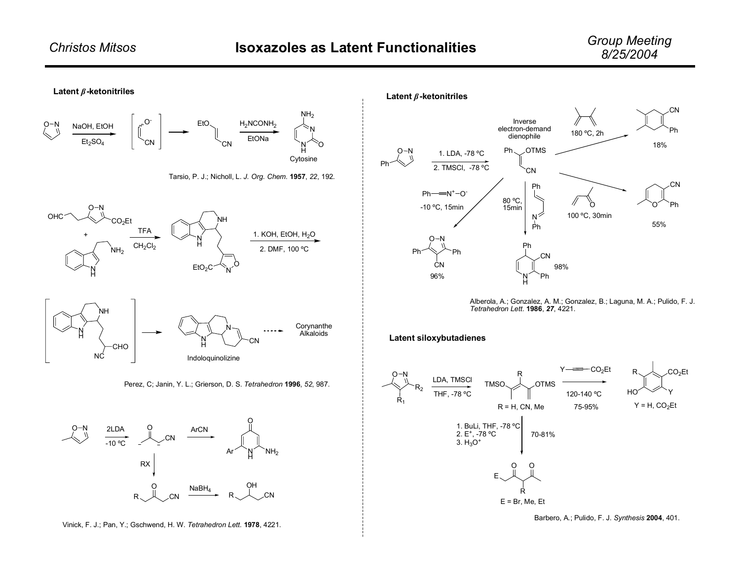## Latent β-ketonitriles

NaOH, EtOH

$Et_2SO_4$

$H_2NCONH_2$

EtONa

Cytosine

Tarsio, P. J.; Nicholl, L. *J. Org. Chem.* **1957**, *22*, 192.

TFA

$CH_2Cl_2$

1. KOH, EtOH, $H_2O$
2. DMF, 100 ºC

Corynanthe Alkaloids

Indoloquinolizine

Perez, C; Janin, Y. L.; Grierson, D. S. *Tetrahedron* **1996**, *52*, 987.

2LDA

-10 ºC

ArCN

RX

$NaBH_4$

Vinick, F. J.; Pan, Y.; Gschwend, H. W. *Tetrahedron Lett.* **1978**, 4221.

## Latent β-ketonitriles

1. LDA, -78 ºC
2. TMSCl, -78 ºC

Inverse electron-demand dienophile

180 ºC, 2h — 18%

100 ºC, 30min — 55%

-10 ºC, 15min — 96%

80 ºC, 15min — 98%

Alberola, A.; Gonzalez, A. M.; Gonzalez, B.; Laguna, M. A.; Pulido, F. J. *Tetrahedron Lett.* **1986**, **27**, 4221.

## Latent siloxybutadienes

LDA, TMSCl

THF, -78 ºC

R = H, CN, Me

120-140 ºC

75-95%

Y = H, $CO_2Et$

1. BuLi, THF, -78 ºC
2. $E^+$, -78 ºC
3. $H_3O^+$

70-81%

E = Br, Me, Et

Barbero, A.; Pulido, F. J. *Synthesis* **2004**, 401.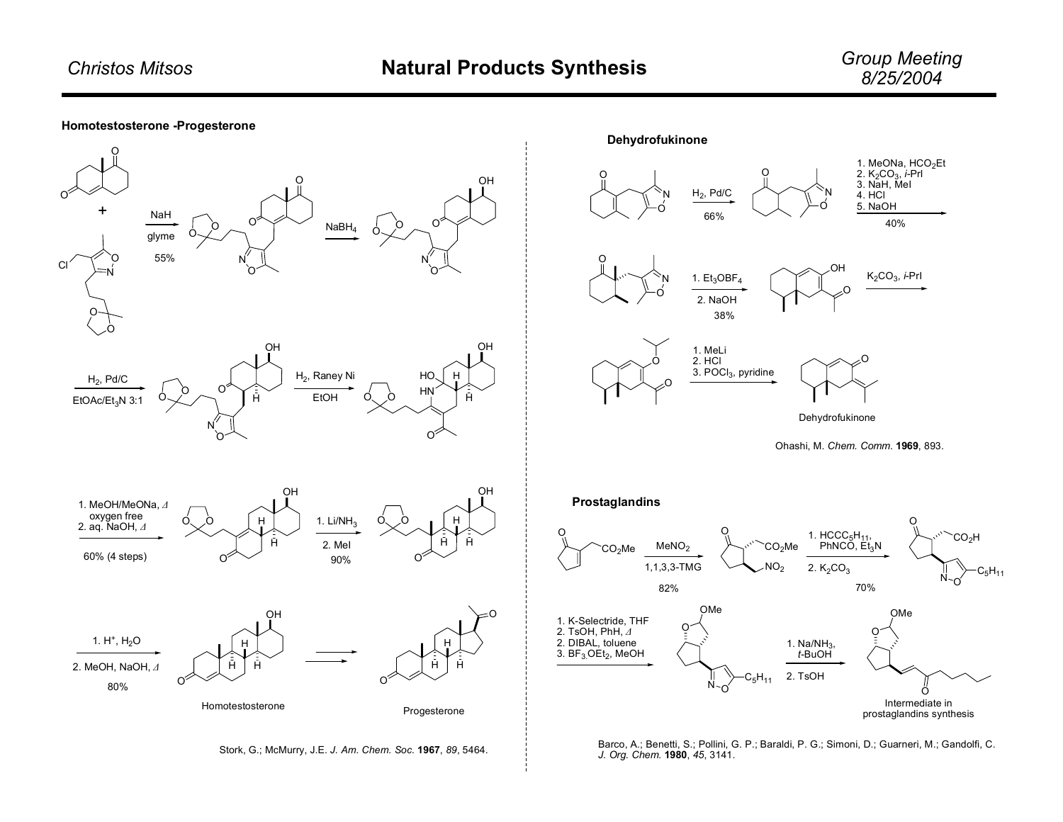# Natural Products Synthesis

### Homotestosterone -Progesterone

NaH, glyme, 55%

$NaBH_4$

$H_2$, Pd/C, EtOAc/$Et_3N$ 3:1

$H_2$, Raney Ni, EtOH

1. MeOH/MeONa, Δ oxygen free
2. aq. NaOH, Δ

60% (4 steps)

1. Li/$NH_3$
2. MeI

90%

1. $H^+$, $H_2O$
2. MeOH, NaOH, Δ

80%

Homotestosterone

Progesterone

Stork, G.; McMurry, J.E. *J. Am. Chem. Soc.* **1967**, *89*, 5464.

### Dehydrofukinone

$H_2$, Pd/C, 66%

1. MeONa, $HCO_2Et$
2. $K_2CO_3$, *i*-PrI
3. NaH, MeI
4. HCl
5. NaOH

40%

1. $Et_3OBF_4$
2. NaOH

38%

$K_2CO_3$, *i*-PrI

1. MeLi
2. HCl
3. $POCl_3$, pyridine

Dehydrofukinone

Ohashi, M. *Chem. Comm.* **1969**, 893.

### Prostaglandins

$MeNO_2$, 1,1,3,3-TMG, 82%

1. $HCCC_5H_{11}$, PhNCO, $Et_3N$
2. $K_2CO_3$

70%

1. K-Selectride, THF
2. TsOH, PhH, Δ
2. DIBAL, toluene
3. $BF_3.OEt_2$, MeOH

1. Na/$NH_3$, *t*-BuOH
2. TsOH

Intermediate in prostaglandins synthesis

Barco, A.; Benetti, S.; Pollini, G. P.; Baraldi, P. G.; Simoni, D.; Guarneri, M.; Gandolfi, C. *J. Org. Chem.* **1980**, *45*, 3141.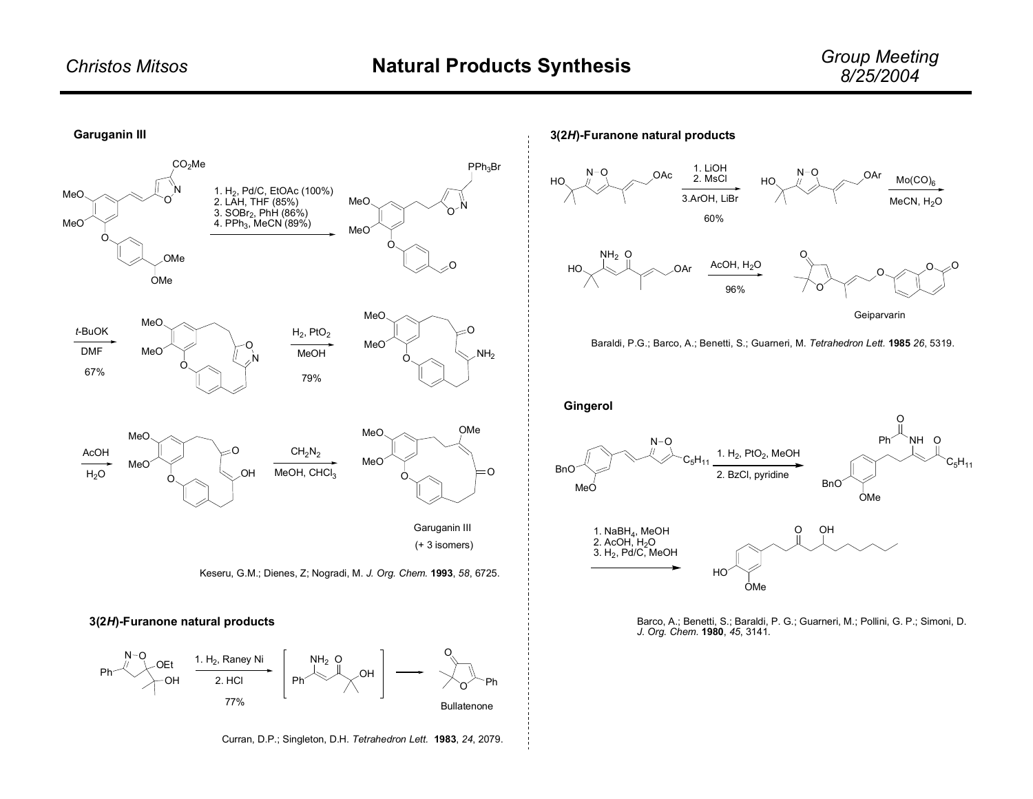# Natural Products Synthesis

## Garuganin III

1. $H_2$, Pd/C, EtOAc (100%)
2. LAH, THF (85%)
3. $SOBr_2$, PhH (86%)
4. $PPh_3$, MeCN (89%)

*t*-BuOK, DMF, 67%

$H_2$, $PtO_2$, MeOH, 79%

AcOH, $H_2O$

$CH_2N_2$, MeOH, $CHCl_3$

Garuganin III (+ 3 isomers)

Keseru, G.M.; Dienes, Z; Nogradi, M. *J. Org. Chem.* **1993**, *58*, 6725.

## 3(2*H*)-Furanone natural products

1. $H_2$, Raney Ni
2. HCl

77%

Bullatenone

Curran, D.P.; Singleton, D.H. *Tetrahedron Lett.* **1983**, *24*, 2079.

## 3(2*H*)-Furanone natural products

1. LiOH
2. MsCl
3. ArOH, LiBr

60%

$Mo(CO)_6$, MeCN, $H_2O$

AcOH, $H_2O$, 96%

Geiparvarin

Baraldi, P.G.; Barco, A.; Benetti, S.; Guarneri, M. *Tetrahedron Lett.* **1985** *26*, 5319.

## Gingerol

1. $H_2$, $PtO_2$, MeOH
2. BzCl, pyridine

1. $NaBH_4$, MeOH
2. AcOH, $H_2O$
3. $H_2$, Pd/C, MeOH

Barco, A.; Benetti, S.; Baraldi, P. G.; Guarneri, M.; Pollini, G. P.; Simoni, D. *J. Org. Chem.* **1980**, *45*, 3141.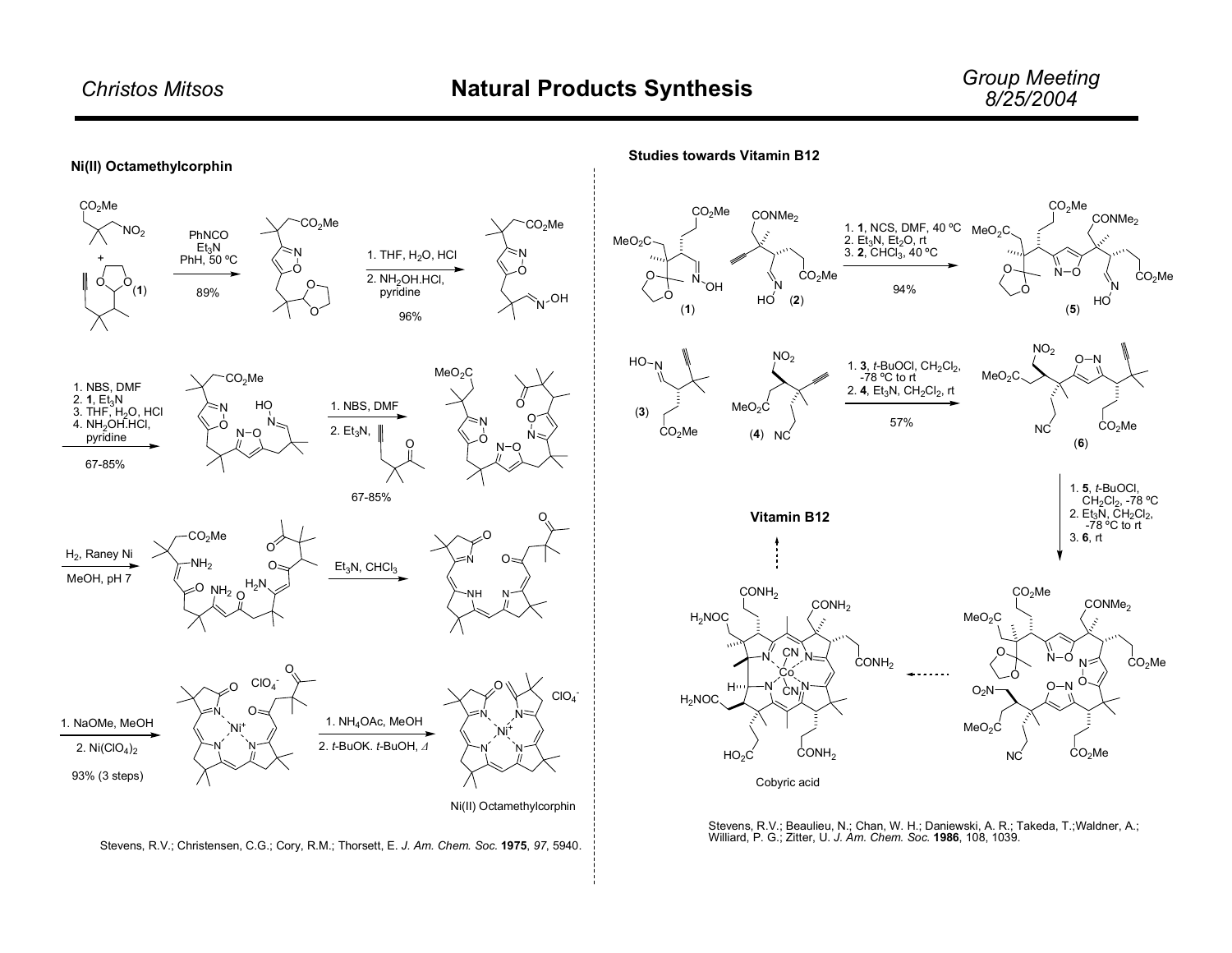## Ni(II) Octamethylcorphin

PhNCO, $Et_3N$, PhH, 50 °C — 89%

1. THF, $H_2O$, HCl
2. $NH_2OH.HCl$, pyridine

96%

1. NBS, DMF
2. **1**, $Et_3N$
3. THF, $H_2O$, HCl
4. $NH_2OH.HCl$, pyridine

67-85%

1. NBS, DMF
2. $Et_3N$

67-85%

$H_2$, Raney Ni, MeOH, pH 7

$Et_3N$, $CHCl_3$

1. NaOMe, MeOH
2. $Ni(ClO_4)_2$

93% (3 steps)

1. $NH_4OAc$, MeOH
2. *t*-BuOK. *t*-BuOH, Δ

Ni(II) Octamethylcorphin

Stevens, R.V.; Christensen, C.G.; Cory, R.M.; Thorsett, E. *J. Am. Chem. Soc.* **1975**, *97*, 5940.

## Studies towards Vitamin B12

1. **1**, NCS, DMF, 40 ºC
2. $Et_3N$, $Et_2O$, rt
3. **2**, $CHCl_3$, 40 ºC

94%

1. **3**, *t*-BuOCl, $CH_2Cl_2$, -78 ºC to rt
2. **4**, $Et_3N$, $CH_2Cl_2$, rt

57%

1. **5**, *t*-BuOCl, $CH_2Cl_2$, -78 ºC
2. $Et_3N$, $CH_2Cl_2$, -78 ºC to rt
3. **6**, rt

Vitamin B12

Cobyric acid

Stevens, R.V.; Beaulieu, N.; Chan, W. H.; Daniewski, A. R.; Takeda, T.;Waldner, A.; Williard, P. G.; Zitter, U. *J. Am. Chem. Soc.* **1986**, 108, 1039.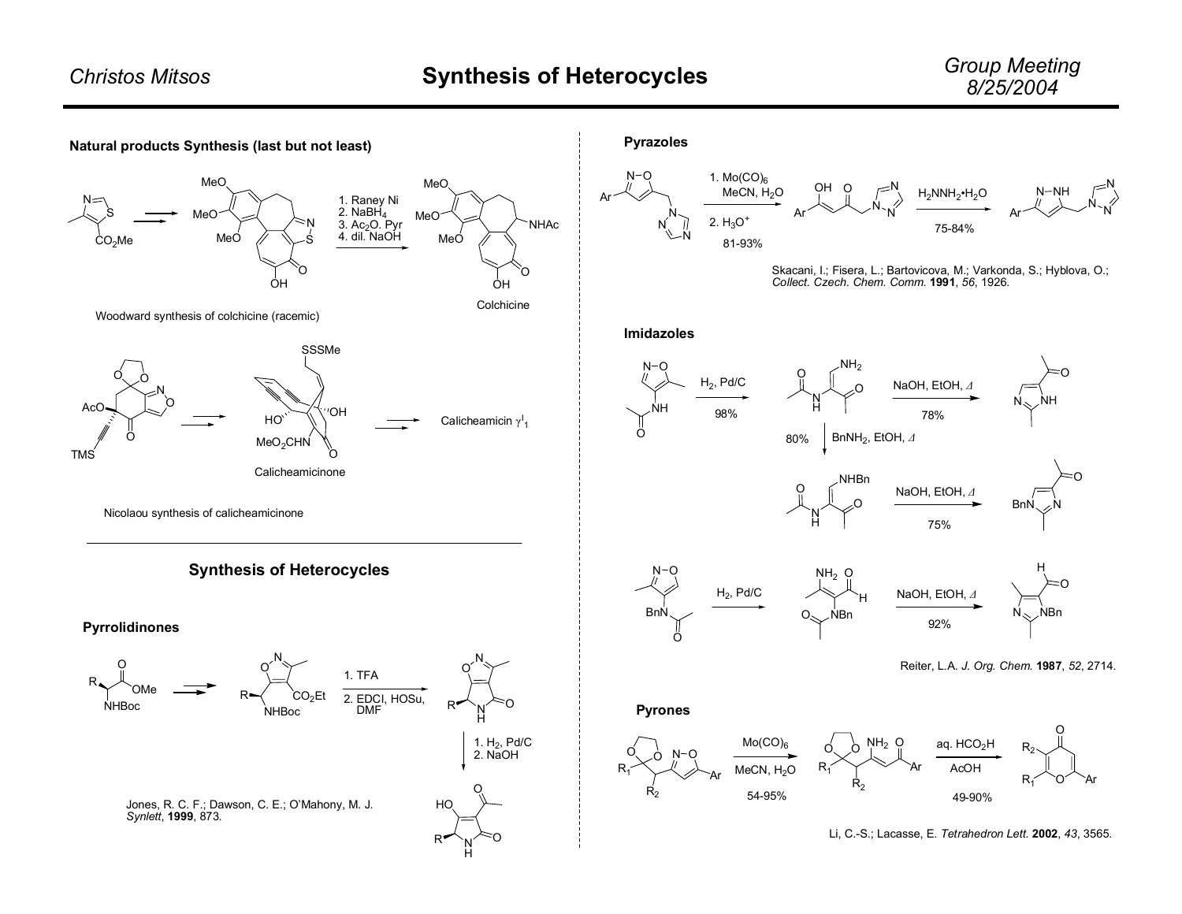## Natural products Synthesis (last but not least)

1. Raney Ni
2. $NaBH_4$
3. $Ac_2O$, Pyr
4. dil. NaOH

Colchicine

Woodward synthesis of colchicine (racemic)

Calicheamicinone

Calicheamicin $\gamma^I_1$

Nicolaou synthesis of calicheamicinone

---

## Synthesis of Heterocycles

### Pyrrolidinones

1. TFA
2. EDCI, HOSu, DMF

1. $H_2$, Pd/C
2. NaOH

Jones, R. C. F.; Dawson, C. E.; O'Mahony, M. J. *Synlett*, **1999**, 873.

### Pyrazoles

1. $Mo(CO)_6$, MeCN, $H_2O$
2. $H_3O^+$

81-93%

$H_2NNH_2$•$H_2O$

75-84%

Skacani, I.; Fisera, L.; Bartovicova, M.; Varkonda, S.; Hyblova, O.; *Collect. Czech. Chem. Comm.* **1991**, *56*, 1926.

### Imidazoles

$H_2$, Pd/C — 98%

NaOH, EtOH, Δ — 78%

$BnNH_2$, EtOH, Δ — 80%

NaOH, EtOH, Δ — 75%

$H_2$, Pd/C

NaOH, EtOH, Δ — 92%

Reiter, L.A. *J. Org. Chem.* **1987**, *52*, 2714.

### Pyrones

$Mo(CO)_6$, MeCN, $H_2O$ — 54-95%

aq. $HCO_2H$, AcOH — 49-90%

Li, C.-S.; Lacasse, E. *Tetrahedron Lett.* **2002**, *43*, 3565.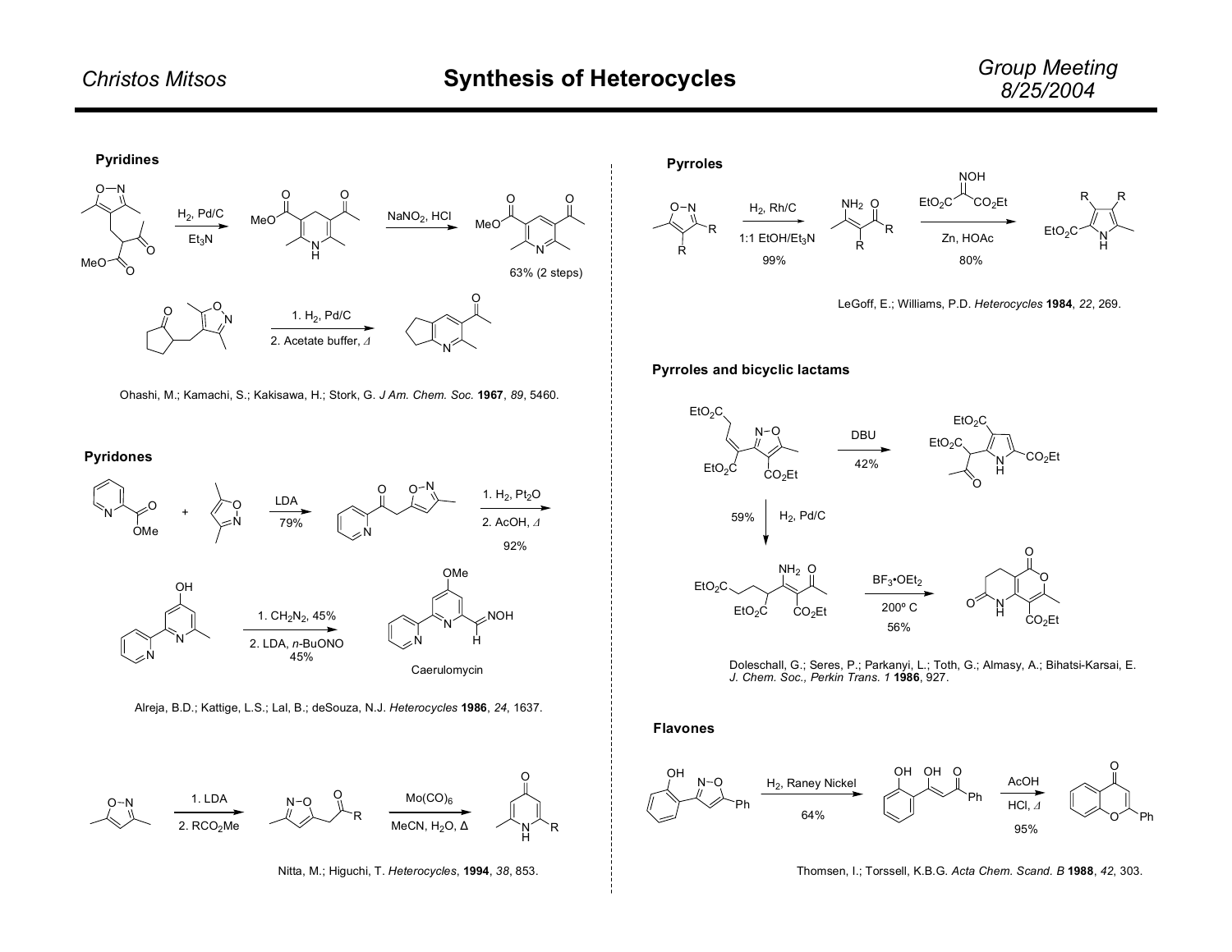# Synthesis of Heterocycles

## Pyridines

$H_2$, Pd/C; $Et_3N$ → NaNO$_2$, HCl

63% (2 steps)

1. $H_2$, Pd/C
2. Acetate buffer, Δ

Ohashi, M.; Kamachi, S.; Kakisawa, H.; Stork, G. *J Am. Chem. Soc.* **1967**, *89*, 5460.

## Pyridones

LDA, 79%

1. $H_2$, $Pt_2O$
2. AcOH, Δ

92%

1. $CH_2N_2$, 45%
2. LDA, *n*-BuONO, 45%

Caerulomycin

Alreja, B.D.; Kattige, L.S.; Lal, B.; deSouza, N.J. *Heterocycles* **1986**, *24*, 1637.

1. LDA
2. $RCO_2Me$

$Mo(CO)_6$; MeCN, $H_2O$, Δ

Nitta, M.; Higuchi, T. *Heterocycles*, **1994**, *38*, 853.

## Pyrroles

$H_2$, Rh/C; 1:1 EtOH/$Et_3N$; 99%

$EtO_2C$C(=NOH)$CO_2Et$; Zn, HOAc; 80%

LeGoff, E.; Williams, P.D. *Heterocycles* **1984**, *22*, 269.

## Pyrroles and bicyclic lactams

DBU, 42%

$H_2$, Pd/C, 59%

$BF_3$•$OEt_2$; 200º C; 56%

Doleschall, G.; Seres, P.; Parkanyi, L.; Toth, G.; Almasy, A.; Bihatsi-Karsai, E. *J. Chem. Soc., Perkin Trans. 1* **1986**, 927.

## Flavones

$H_2$, Raney Nickel; 64%

AcOH; HCl, Δ; 95%

Thomsen, I.; Torssell, K.B.G. *Acta Chem. Scand. B* **1988**, *42*, 303.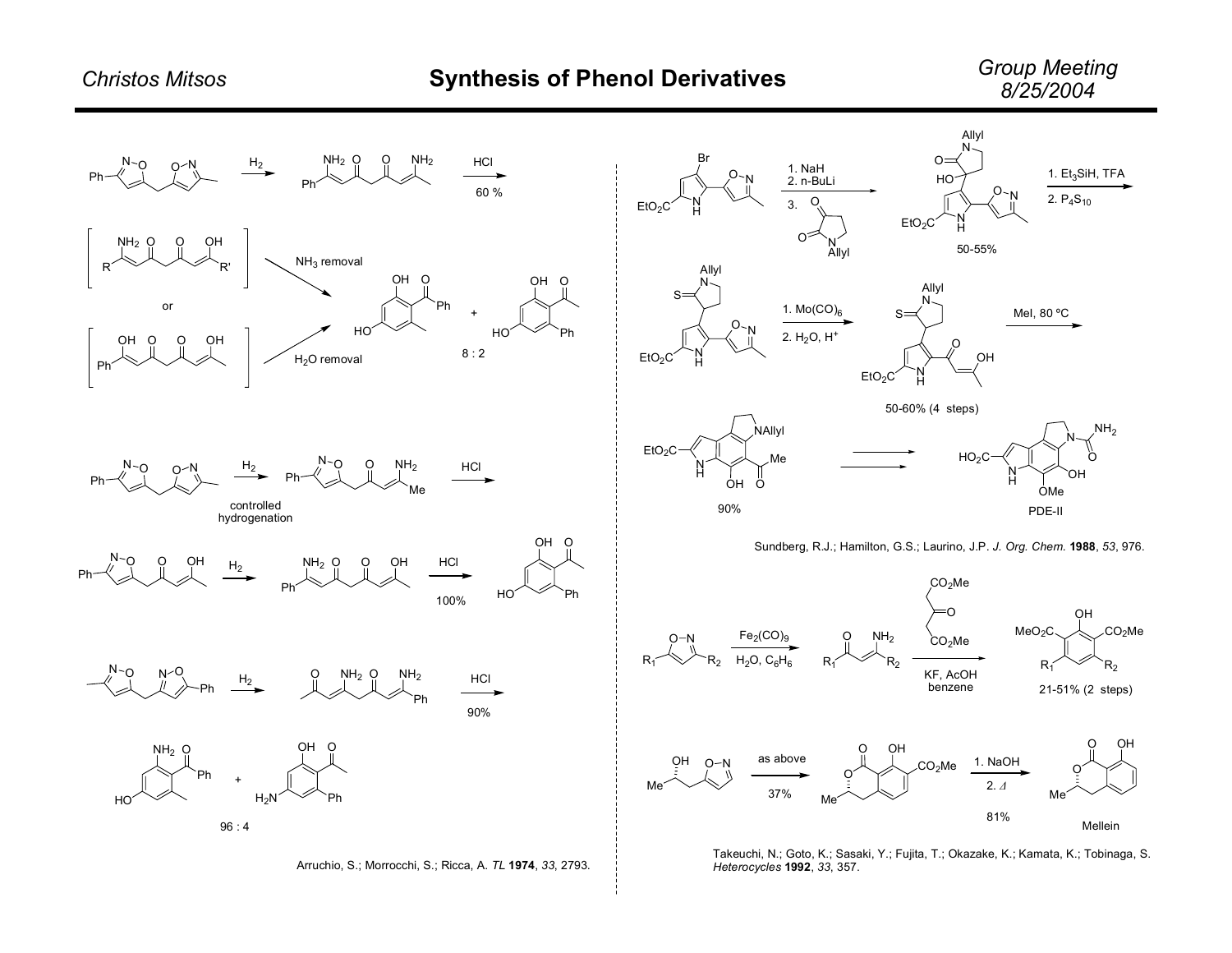# Synthesis of Phenol Derivatives

$H_2$

HCl

60 %

$NH_3$ removal

or

$H_2O$ removal

8 : 2

$H_2$

controlled hydrogenation

HCl

$H_2$

HCl

100%

$H_2$

HCl

90%

96 : 4

Arruchio, S.; Morrocchi, S.; Ricca, A. *TL* **1974**, *33*, 2793.

1. NaH
2. n-BuLi
3.

50-55%

1. $Et_3SiH$, TFA
2. $P_4S_{10}$

1. $Mo(CO)_6$
2. $H_2O$, $H^+$

50-60% (4 steps)

MeI, 80 ºC

90%

PDE-II

Sundberg, R.J.; Hamilton, G.S.; Laurino, J.P. *J. Org. Chem.* **1988**, *53*, 976.

$Fe_2(CO)_9$
$H_2O$, $C_6H_6$

KF, AcOH
benzene

21-51% (2 steps)

as above

37%

1. NaOH
2. Δ

81%

Mellein

Takeuchi, N.; Goto, K.; Sasaki, Y.; Fujita, T.; Okazake, K.; Kamata, K.; Tobinaga, S. *Heterocycles* **1992**, *33*, 357.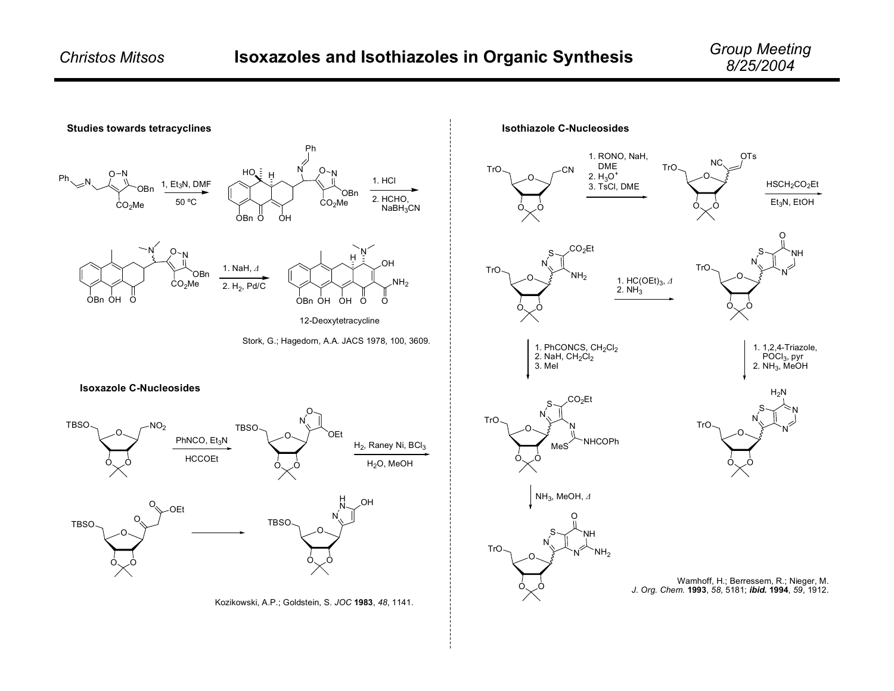## Studies towards tetracyclines

1, $Et_3N$, DMF

50 ºC

1. HCl
2. HCHO, $NaBH_3CN$

1. NaH, Δ
2. $H_2$, Pd/C

12-Deoxytetracycline

Stork, G.; Hagedorn, A.A. JACS 1978, 100, 3609.

## Isoxazole C-Nucleosides

PhNCO, $Et_3N$

HCCOEt

$H_2$, Raney Ni, $BCl_3$

$H_2O$, MeOH

Kozikowski, A.P.; Goldstein, S. *JOC* **1983**, *48*, 1141.

## Isothiazole C-Nucleosides

1. RONO, NaH, DME
2. $H_3O^+$
3. TsCl, DME

$HSCH_2CO_2Et$

$Et_3N$, EtOH

1. $HC(OEt)_3$, Δ
2. $NH_3$

1. PhCONCS, $CH_2Cl_2$
2. NaH, $CH_2Cl_2$
3. MeI

1. 1,2,4-Triazole, $POCl_3$, pyr
2. $NH_3$, MeOH

$NH_3$, MeOH, Δ

Wamhoff, H.; Berressem, R.; Nieger, M. *J. Org. Chem.* **1993**, *58*, 5181; ***ibid.* 1994**, *59*, 1912.